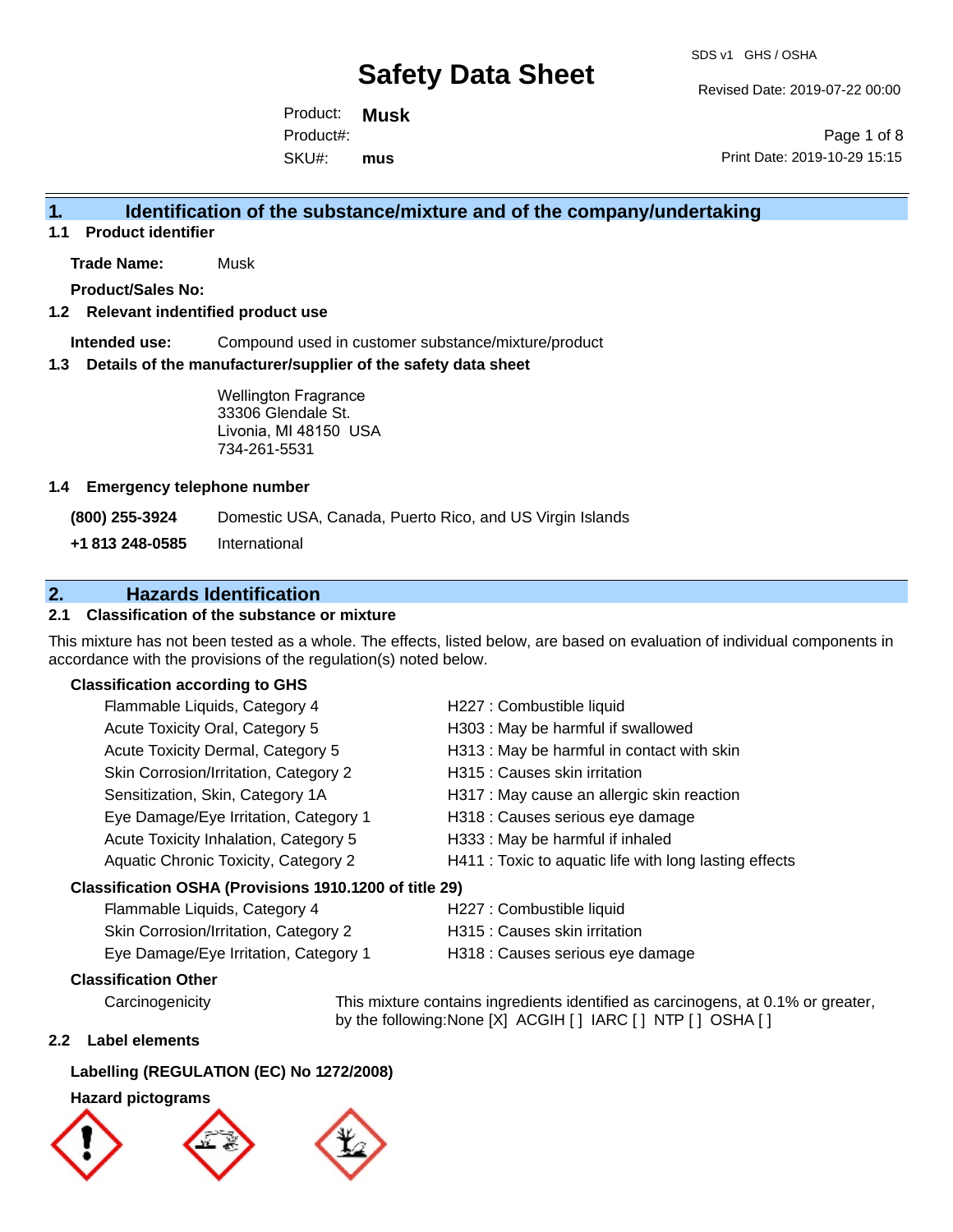# Safety Data Sheet

SDS v1 GHS / OSHA

Revised Date: 2019-07-22 00:00

Product: **Musk**
Product#:
SKU#: **mus**

Print Date: 2019-10-29 15:15

## 1. Identification of the substance/mixture and of the company/undertaking

### 1.1 Product identifier

**Trade Name:** Musk

**Product/Sales No:**

### 1.2 Relevant identified product use

**Intended use:** Compound used in customer substance/mixture/product

### 1.3 Details of the manufacturer/supplier of the safety data sheet

Wellington Fragrance
33306 Glendale St.
Livonia, MI 48150 USA
734-261-5531

### 1.4 Emergency telephone number

**(800) 255-3924** Domestic USA, Canada, Puerto Rico, and US Virgin Islands

**+1 813 248-0585** International

## 2. Hazards Identification

### 2.1 Classification of the substance or mixture

This mixture has not been tested as a whole. The effects, listed below, are based on evaluation of individual components in accordance with the provisions of the regulation(s) noted below.

**Classification according to GHS**

| Classification | Hazard Statement |
|---|---|
| Flammable Liquids, Category 4 | H227 : Combustible liquid |
| Acute Toxicity Oral, Category 5 | H303 : May be harmful if swallowed |
| Acute Toxicity Dermal, Category 5 | H313 : May be harmful in contact with skin |
| Skin Corrosion/Irritation, Category 2 | H315 : Causes skin irritation |
| Sensitization, Skin, Category 1A | H317 : May cause an allergic skin reaction |
| Eye Damage/Eye Irritation, Category 1 | H318 : Causes serious eye damage |
| Acute Toxicity Inhalation, Category 5 | H333 : May be harmful if inhaled |
| Aquatic Chronic Toxicity, Category 2 | H411 : Toxic to aquatic life with long lasting effects |

**Classification OSHA (Provisions 1910.1200 of title 29)**

| Classification | Hazard Statement |
|---|---|
| Flammable Liquids, Category 4 | H227 : Combustible liquid |
| Skin Corrosion/Irritation, Category 2 | H315 : Causes skin irritation |
| Eye Damage/Eye Irritation, Category 1 | H318 : Causes serious eye damage |

**Classification Other**

Carcinogenicity: This mixture contains ingredients identified as carcinogens, at 0.1% or greater, by the following:None [X] ACGIH [ ] IARC [ ] NTP [ ] OSHA [ ]

### 2.2 Label elements

**Labelling (REGULATION (EC) No 1272/2008)**

**Hazard pictograms**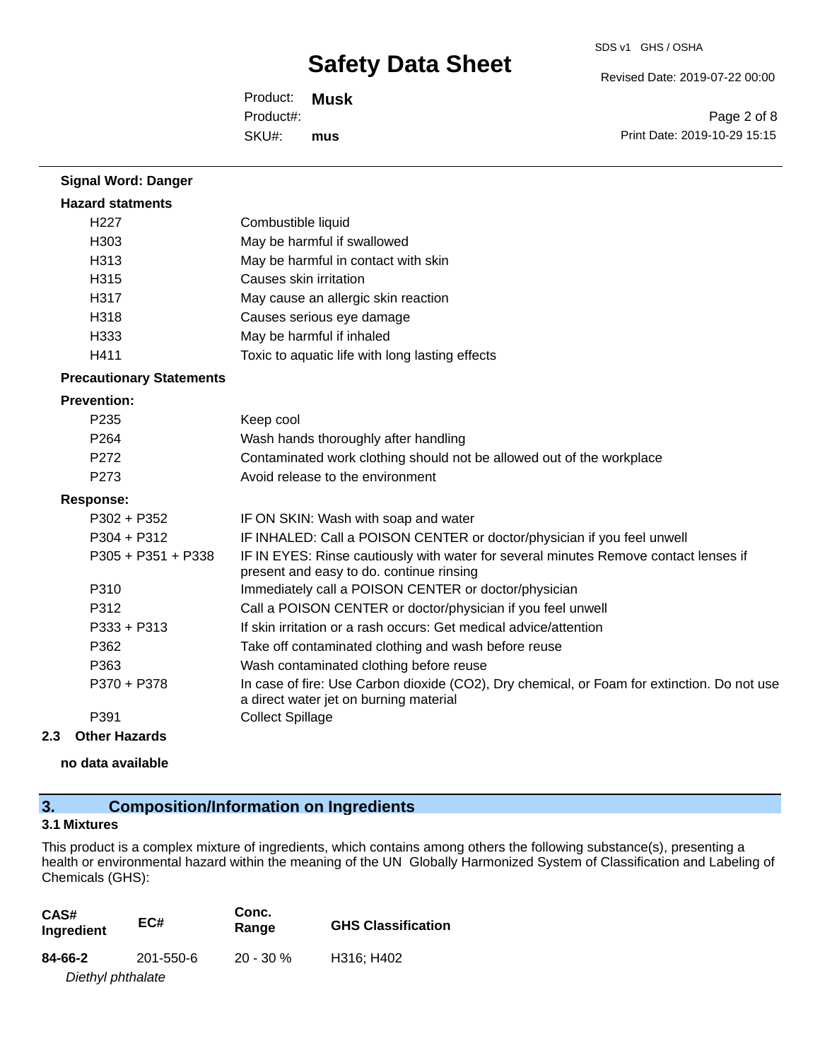**Signal Word: Danger**

**Hazard statments**

| | |
|---|---|
| H227 | Combustible liquid |
| H303 | May be harmful if swallowed |
| H313 | May be harmful in contact with skin |
| H315 | Causes skin irritation |
| H317 | May cause an allergic skin reaction |
| H318 | Causes serious eye damage |
| H333 | May be harmful if inhaled |
| H411 | Toxic to aquatic life with long lasting effects |

**Precautionary Statements**

**Prevention:**

| | |
|---|---|
| P235 | Keep cool |
| P264 | Wash hands thoroughly after handling |
| P272 | Contaminated work clothing should not be allowed out of the workplace |
| P273 | Avoid release to the environment |

**Response:**

| | |
|---|---|
| P302 + P352 | IF ON SKIN: Wash with soap and water |
| P304 + P312 | IF INHALED: Call a POISON CENTER or doctor/physician if you feel unwell |
| P305 + P351 + P338 | IF IN EYES: Rinse cautiously with water for several minutes Remove contact lenses if present and easy to do. continue rinsing |
| P310 | Immediately call a POISON CENTER or doctor/physician |
| P312 | Call a POISON CENTER or doctor/physician if you feel unwell |
| P333 + P313 | If skin irritation or a rash occurs: Get medical advice/attention |
| P362 | Take off contaminated clothing and wash before reuse |
| P363 | Wash contaminated clothing before reuse |
| P370 + P378 | In case of fire: Use Carbon dioxide ($CO_2$), Dry chemical, or Foam for extinction. Do not use a direct water jet on burning material |
| P391 | Collect Spillage |

### 2.3 Other Hazards

**no data available**

## 3. Composition/Information on Ingredients

### 3.1 Mixtures

This product is a complex mixture of ingredients, which contains among others the following substance(s), presenting a health or environmental hazard within the meaning of the UN Globally Harmonized System of Classification and Labeling of Chemicals (GHS):

| CAS# Ingredient | EC# | Conc. Range | GHS Classification |
|---|---|---|---|
| **84-66-2** *Diethyl phthalate* | 201-550-6 | 20 - 30 % | H316; H402 |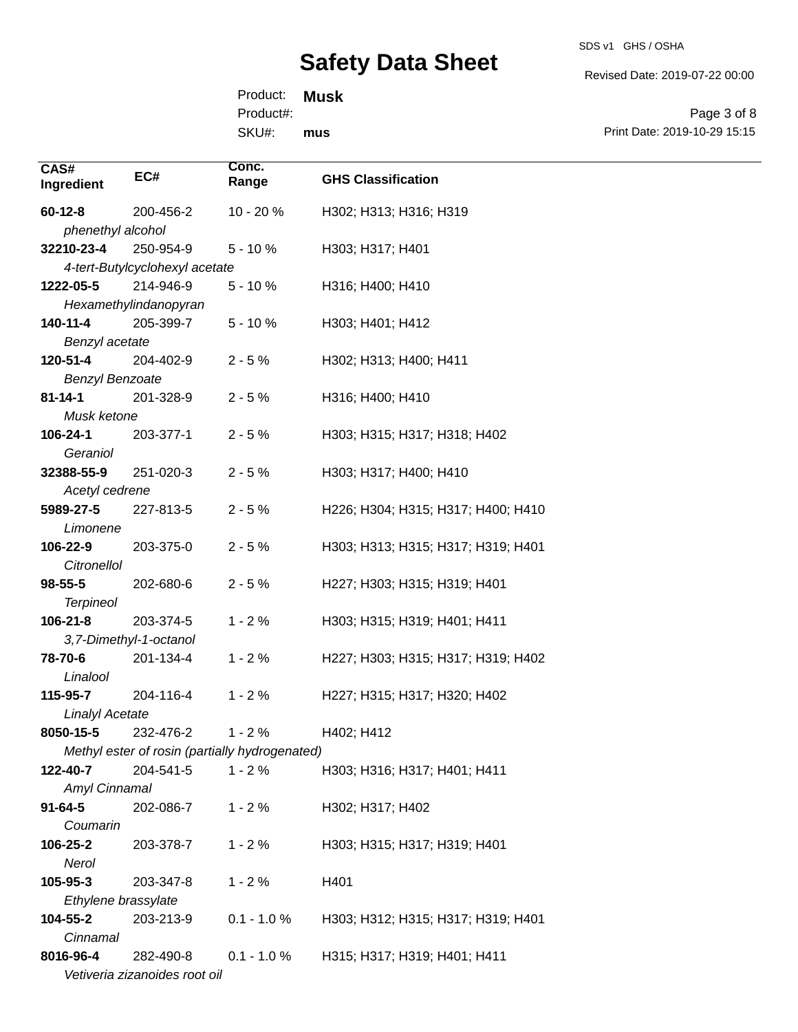| CAS# Ingredient | EC# | Conc. Range | GHS Classification |
| --- | --- | --- | --- |
| **60-12-8** *phenethyl alcohol* | 200-456-2 | 10 - 20 % | H302; H313; H316; H319 |
| **32210-23-4** *4-tert-Butylcyclohexyl acetate* | 250-954-9 | 5 - 10 % | H303; H317; H401 |
| **1222-05-5** *Hexamethylindanopyran* | 214-946-9 | 5 - 10 % | H316; H400; H410 |
| **140-11-4** *Benzyl acetate* | 205-399-7 | 5 - 10 % | H303; H401; H412 |
| **120-51-4** *Benzyl Benzoate* | 204-402-9 | 2 - 5 % | H302; H313; H400; H411 |
| **81-14-1** *Musk ketone* | 201-328-9 | 2 - 5 % | H316; H400; H410 |
| **106-24-1** *Geraniol* | 203-377-1 | 2 - 5 % | H303; H315; H317; H318; H402 |
| **32388-55-9** *Acetyl cedrene* | 251-020-3 | 2 - 5 % | H303; H317; H400; H410 |
| **5989-27-5** *Limonene* | 227-813-5 | 2 - 5 % | H226; H304; H315; H317; H400; H410 |
| **106-22-9** *Citronellol* | 203-375-0 | 2 - 5 % | H303; H313; H315; H317; H319; H401 |
| **98-55-5** *Terpineol* | 202-680-6 | 2 - 5 % | H227; H303; H315; H319; H401 |
| **106-21-8** *3,7-Dimethyl-1-octanol* | 203-374-5 | 1 - 2 % | H303; H315; H319; H401; H411 |
| **78-70-6** *Linalool* | 201-134-4 | 1 - 2 % | H227; H303; H315; H317; H319; H402 |
| **115-95-7** *Linalyl Acetate* | 204-116-4 | 1 - 2 % | H227; H315; H317; H320; H402 |
| **8050-15-5** *Methyl ester of rosin (partially hydrogenated)* | 232-476-2 | 1 - 2 % | H402; H412 |
| **122-40-7** *Amyl Cinnamal* | 204-541-5 | 1 - 2 % | H303; H316; H317; H401; H411 |
| **91-64-5** *Coumarin* | 202-086-7 | 1 - 2 % | H302; H317; H402 |
| **106-25-2** *Nerol* | 203-378-7 | 1 - 2 % | H303; H315; H317; H319; H401 |
| **105-95-3** *Ethylene brassylate* | 203-347-8 | 1 - 2 % | H401 |
| **104-55-2** *Cinnamal* | 203-213-9 | 0.1 - 1.0 % | H303; H312; H315; H317; H319; H401 |
| **8016-96-4** *Vetiveria zizanoides root oil* | 282-490-8 | 0.1 - 1.0 % | H315; H317; H319; H401; H411 |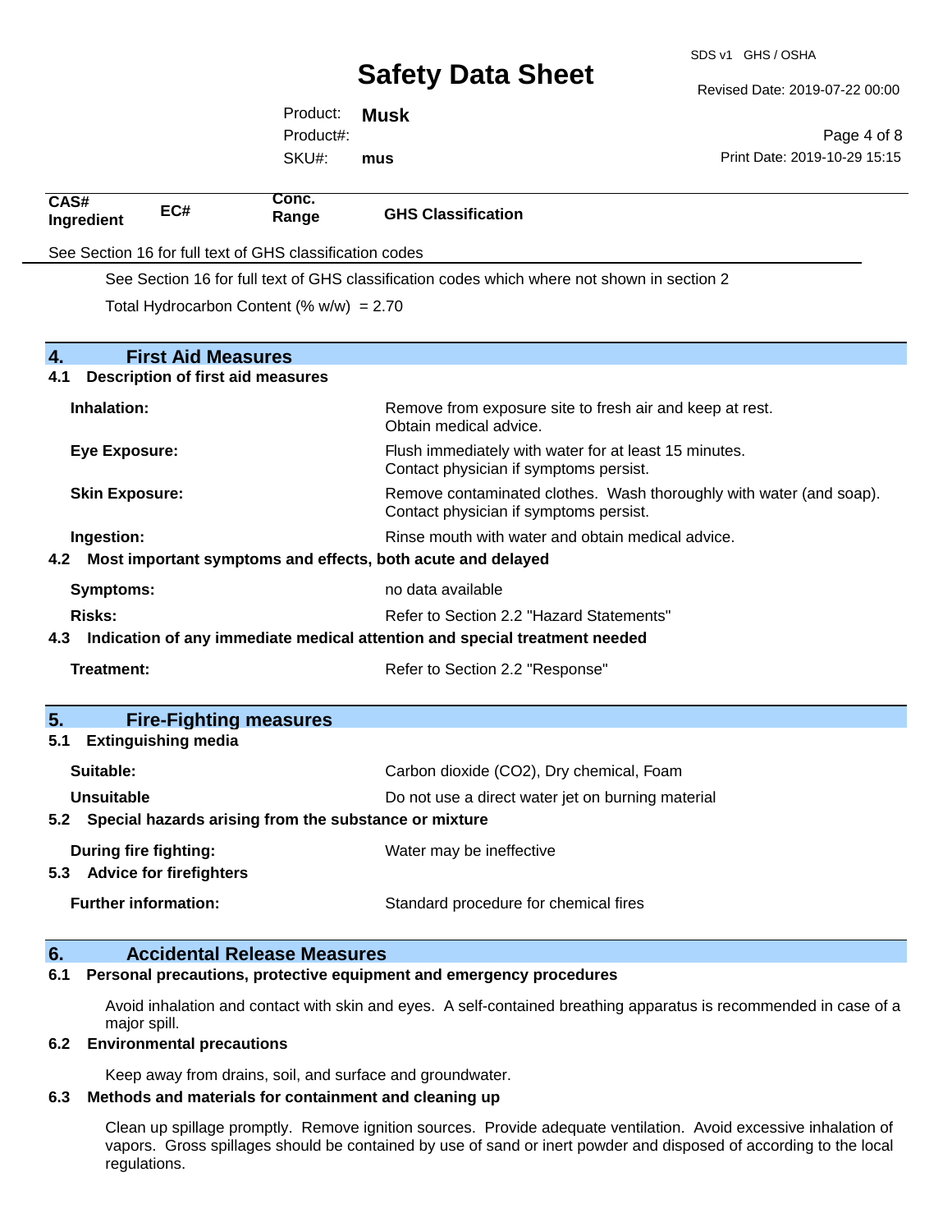| CAS# Ingredient | EC# | Conc. Range | GHS Classification |
|---|---|---|---|

See Section 16 for full text of GHS classification codes

See Section 16 for full text of GHS classification codes which where not shown in section 2

Total Hydrocarbon Content (% w/w) = 2.70

## 4. First Aid Measures

### 4.1 Description of first aid measures

**Inhalation:** Remove from exposure site to fresh air and keep at rest. Obtain medical advice.

**Eye Exposure:** Flush immediately with water for at least 15 minutes. Contact physician if symptoms persist.

**Skin Exposure:** Remove contaminated clothes. Wash thoroughly with water (and soap). Contact physician if symptoms persist.

**Ingestion:** Rinse mouth with water and obtain medical advice.

### 4.2 Most important symptoms and effects, both acute and delayed

**Symptoms:** no data available

**Risks:** Refer to Section 2.2 "Hazard Statements"

### 4.3 Indication of any immediate medical attention and special treatment needed

**Treatment:** Refer to Section 2.2 "Response"

## 5. Fire-Fighting measures

### 5.1 Extinguishing media

**Suitable:** Carbon dioxide ($CO_2$), Dry chemical, Foam

**Unsuitable** Do not use a direct water jet on burning material

### 5.2 Special hazards arising from the substance or mixture

**During fire fighting:** Water may be ineffective

### 5.3 Advice for firefighters

**Further information:** Standard procedure for chemical fires

## 6. Accidental Release Measures

### 6.1 Personal precautions, protective equipment and emergency procedures

Avoid inhalation and contact with skin and eyes. A self-contained breathing apparatus is recommended in case of a major spill.

### 6.2 Environmental precautions

Keep away from drains, soil, and surface and groundwater.

### 6.3 Methods and materials for containment and cleaning up

Clean up spillage promptly. Remove ignition sources. Provide adequate ventilation. Avoid excessive inhalation of vapors. Gross spillages should be contained by use of sand or inert powder and disposed of according to the local regulations.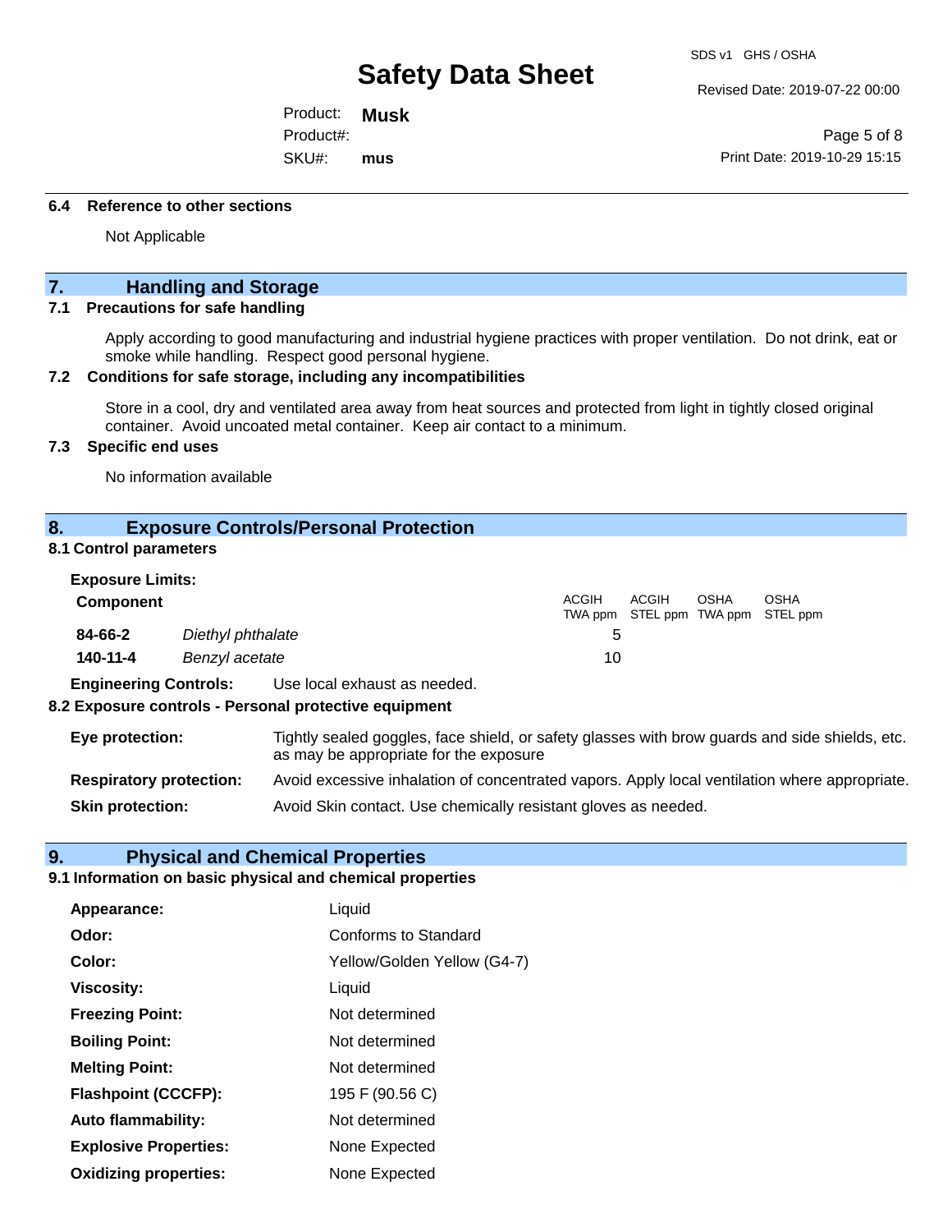### 6.4 Reference to other sections

Not Applicable

## 7. Handling and Storage

### 7.1 Precautions for safe handling

Apply according to good manufacturing and industrial hygiene practices with proper ventilation. Do not drink, eat or smoke while handling. Respect good personal hygiene.

### 7.2 Conditions for safe storage, including any incompatibilities

Store in a cool, dry and ventilated area away from heat sources and protected from light in tightly closed original container. Avoid uncoated metal container. Keep air contact to a minimum.

### 7.3 Specific end uses

No information available

## 8. Exposure Controls/Personal Protection

### 8.1 Control parameters

**Exposure Limits:**

| Component | | ACGIH TWA ppm | ACGIH STEL ppm | OSHA TWA ppm | OSHA STEL ppm |
|---|---|---|---|---|---|
| **84-66-2** | *Diethyl phthalate* | 5 | | | |
| **140-11-4** | *Benzyl acetate* | 10 | | | |

**Engineering Controls:** Use local exhaust as needed.

### 8.2 Exposure controls - Personal protective equipment

**Eye protection:** Tightly sealed goggles, face shield, or safety glasses with brow guards and side shields, etc. as may be appropriate for the exposure

**Respiratory protection:** Avoid excessive inhalation of concentrated vapors. Apply local ventilation where appropriate.

**Skin protection:** Avoid Skin contact. Use chemically resistant gloves as needed.

## 9. Physical and Chemical Properties

### 9.1 Information on basic physical and chemical properties

**Appearance:** Liquid

**Odor:** Conforms to Standard

**Color:** Yellow/Golden Yellow (G4-7)

**Viscosity:** Liquid

**Freezing Point:** Not determined

**Boiling Point:** Not determined

**Melting Point:** Not determined

**Flashpoint (CCCFP):** 195 F (90.56 C)

**Auto flammability:** Not determined

**Explosive Properties:** None Expected

**Oxidizing properties:** None Expected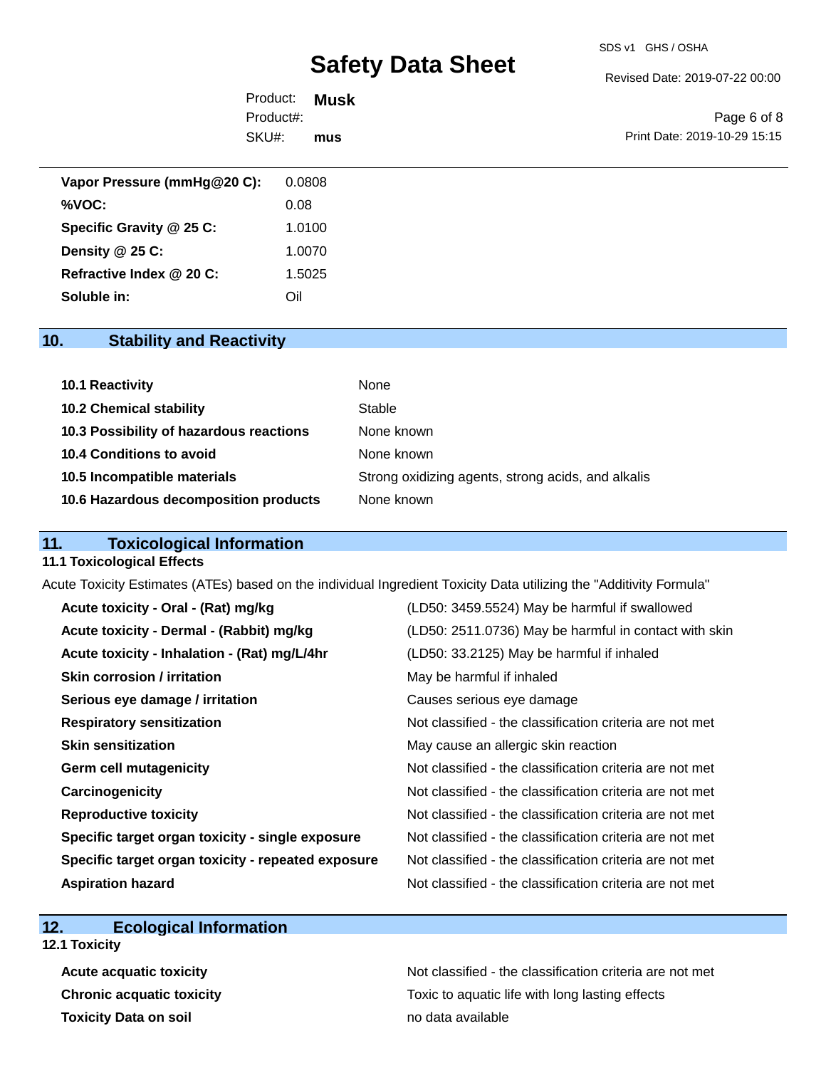| | |
|---|---|
| **Vapor Pressure (mmHg@20 C):** | 0.0808 |
| **%VOC:** | 0.08 |
| **Specific Gravity @ 25 C:** | 1.0100 |
| **Density @ 25 C:** | 1.0070 |
| **Refractive Index @ 20 C:** | 1.5025 |
| **Soluble in:** | Oil |

## 10. Stability and Reactivity

| | |
|---|---|
| **10.1 Reactivity** | None |
| **10.2 Chemical stability** | Stable |
| **10.3 Possibility of hazardous reactions** | None known |
| **10.4 Conditions to avoid** | None known |
| **10.5 Incompatible materials** | Strong oxidizing agents, strong acids, and alkalis |
| **10.6 Hazardous decomposition products** | None known |

## 11. Toxicological Information

### 11.1 Toxicological Effects

Acute Toxicity Estimates (ATEs) based on the individual Ingredient Toxicity Data utilizing the "Additivity Formula"

| | |
|---|---|
| **Acute toxicity - Oral - (Rat) mg/kg** | (LD50: 3459.5524) May be harmful if swallowed |
| **Acute toxicity - Dermal - (Rabbit) mg/kg** | (LD50: 2511.0736) May be harmful in contact with skin |
| **Acute toxicity - Inhalation - (Rat) mg/L/4hr** | (LD50: 33.2125) May be harmful if inhaled |
| **Skin corrosion / irritation** | May be harmful if inhaled |
| **Serious eye damage / irritation** | Causes serious eye damage |
| **Respiratory sensitization** | Not classified - the classification criteria are not met |
| **Skin sensitization** | May cause an allergic skin reaction |
| **Germ cell mutagenicity** | Not classified - the classification criteria are not met |
| **Carcinogenicity** | Not classified - the classification criteria are not met |
| **Reproductive toxicity** | Not classified - the classification criteria are not met |
| **Specific target organ toxicity - single exposure** | Not classified - the classification criteria are not met |
| **Specific target organ toxicity - repeated exposure** | Not classified - the classification criteria are not met |
| **Aspiration hazard** | Not classified - the classification criteria are not met |

## 12. Ecological Information

### 12.1 Toxicity

| | |
|---|---|
| **Acute acquatic toxicity** | Not classified - the classification criteria are not met |
| **Chronic acquatic toxicity** | Toxic to aquatic life with long lasting effects |
| **Toxicity Data on soil** | no data available |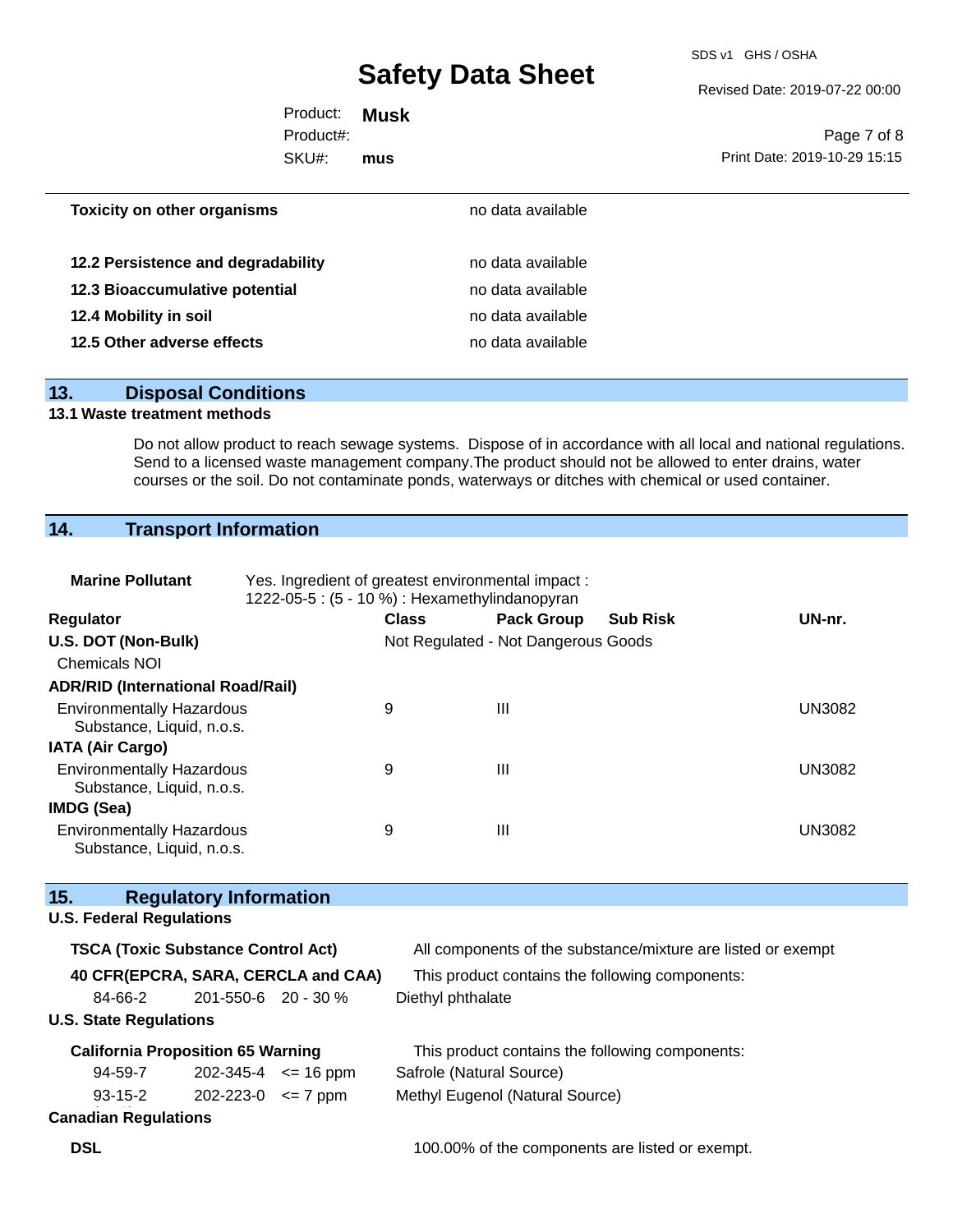| | |
|---|---|
| **Toxicity on other organisms** | no data available |
| **12.2 Persistence and degradability** | no data available |
| **12.3 Bioaccumulative potential** | no data available |
| **12.4 Mobility in soil** | no data available |
| **12.5 Other adverse effects** | no data available |

## 13. Disposal Conditions

### 13.1 Waste treatment methods

Do not allow product to reach sewage systems. Dispose of in accordance with all local and national regulations. Send to a licensed waste management company.The product should not be allowed to enter drains, water courses or the soil. Do not contaminate ponds, waterways or ditches with chemical or used container.

## 14. Transport Information

**Marine Pollutant** Yes. Ingredient of greatest environmental impact : 1222-05-5 : (5 - 10 %) : Hexamethylindanopyran

| Regulator | Class | Pack Group | Sub Risk | UN-nr. |
|---|---|---|---|---|
| **U.S. DOT (Non-Bulk)** | Not Regulated - Not Dangerous Goods | | | |
| Chemicals NOI | | | | |
| **ADR/RID (International Road/Rail)** | | | | |
| Environmentally Hazardous Substance, Liquid, n.o.s. | 9 | III | | UN3082 |
| **IATA (Air Cargo)** | | | | |
| Environmentally Hazardous Substance, Liquid, n.o.s. | 9 | III | | UN3082 |
| **IMDG (Sea)** | | | | |
| Environmentally Hazardous Substance, Liquid, n.o.s. | 9 | III | | UN3082 |

## 15. Regulatory Information

### U.S. Federal Regulations

**TSCA (Toxic Substance Control Act)** All components of the substance/mixture are listed or exempt

**40 CFR(EPCRA, SARA, CERCLA and CAA)** This product contains the following components:

| | | | |
|---|---|---|---|
| 84-66-2 | 201-550-6 | 20 - 30 % | Diethyl phthalate |

### U.S. State Regulations

**California Proposition 65 Warning** This product contains the following components:

| | | | |
|---|---|---|---|
| 94-59-7 | 202-345-4 | <= 16 ppm | Safrole (Natural Source) |
| 93-15-2 | 202-223-0 | <= 7 ppm | Methyl Eugenol (Natural Source) |

### Canadian Regulations

**DSL** 100.00% of the components are listed or exempt.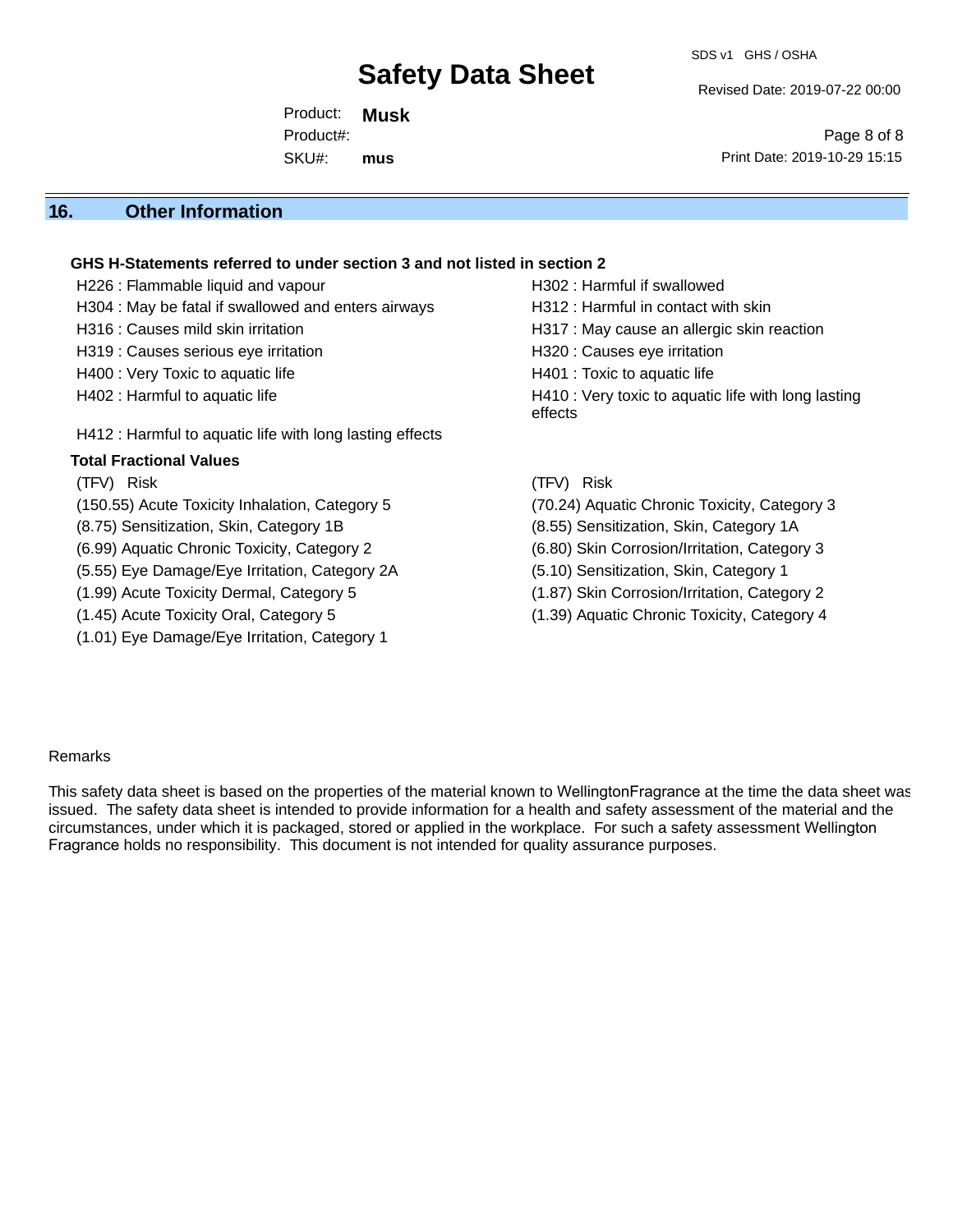## 16. Other Information

**GHS H-Statements referred to under section 3 and not listed in section 2**

H226 : Flammable liquid and vapour
H302 : Harmful if swallowed
H304 : May be fatal if swallowed and enters airways
H312 : Harmful in contact with skin
H316 : Causes mild skin irritation
H317 : May cause an allergic skin reaction
H319 : Causes serious eye irritation
H320 : Causes eye irritation
H400 : Very Toxic to aquatic life
H401 : Toxic to aquatic life
H402 : Harmful to aquatic life
H410 : Very toxic to aquatic life with long lasting effects
H412 : Harmful to aquatic life with long lasting effects

**Total Fractional Values**

(TFV) Risk
(150.55) Acute Toxicity Inhalation, Category 5
(70.24) Aquatic Chronic Toxicity, Category 3
(8.75) Sensitization, Skin, Category 1B
(8.55) Sensitization, Skin, Category 1A
(6.99) Aquatic Chronic Toxicity, Category 2
(6.80) Skin Corrosion/Irritation, Category 3
(5.55) Eye Damage/Eye Irritation, Category 2A
(5.10) Sensitization, Skin, Category 1
(1.99) Acute Toxicity Dermal, Category 5
(1.87) Skin Corrosion/Irritation, Category 2
(1.45) Acute Toxicity Oral, Category 5
(1.39) Aquatic Chronic Toxicity, Category 4
(1.01) Eye Damage/Eye Irritation, Category 1

Remarks

This safety data sheet is based on the properties of the material known to WellingtonFragrance at the time the data sheet was issued. The safety data sheet is intended to provide information for a health and safety assessment of the material and the circumstances, under which it is packaged, stored or applied in the workplace. For such a safety assessment Wellington Fragrance holds no responsibility. This document is not intended for quality assurance purposes.